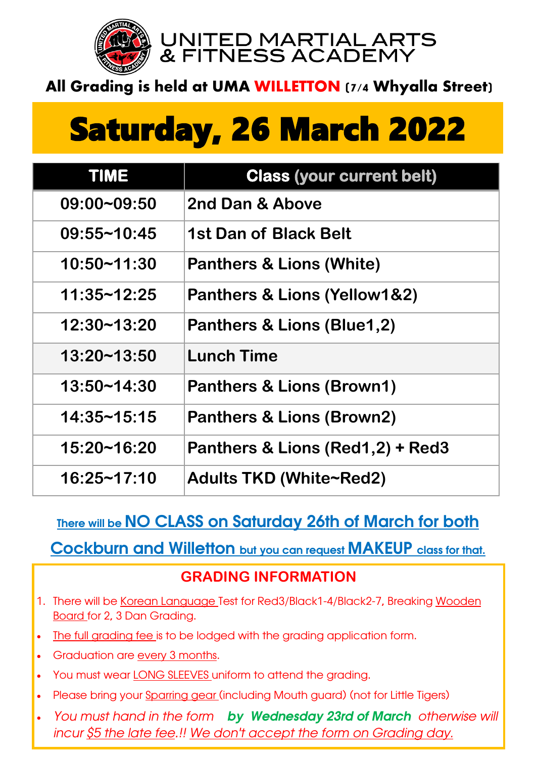# UNITED MARTIAL ARTS & FITNESS ACADEMY

**All Grading is held at UMA WILLETTON (7/4 Whyalla Street)**

# Saturday, 26 March 2022

| TIME | Class (your current belt) |
|---|---|
| 09:00~09:50 | 2nd Dan & Above |
| 09:55~10:45 | 1st Dan of Black Belt |
| 10:50~11:30 | Panthers & Lions (White) |
| 11:35~12:25 | Panthers & Lions (Yellow1&2) |
| 12:30~13:20 | Panthers & Lions (Blue1,2) |
| 13:20~13:50 | Lunch Time |
| 13:50~14:30 | Panthers & Lions (Brown1) |
| 14:35~15:15 | Panthers & Lions (Brown2) |
| 15:20~16:20 | Panthers & Lions (Red1,2) + Red3 |
| 16:25~17:10 | Adults TKD (White~Red2) |

There will be **NO CLASS on Saturday 26th of March for both Cockburn and Willetton** but you can request **MAKEUP** class for that.

## GRADING INFORMATION

1. There will be Korean Language Test for Red3/Black1-4/Black2-7, Breaking Wooden Board for 2, 3 Dan Grading.

- The full grading fee is to be lodged with the grading application form.
- Graduation are every 3 months.
- You must wear LONG SLEEVES uniform to attend the grading.
- Please bring your Sparring gear (including Mouth guard) (not for Little Tigers)
- *You must hand in the form* ***by Wednesday 23rd of March*** *otherwise will incur $5 the late fee.!! We don't accept the form on Grading day.*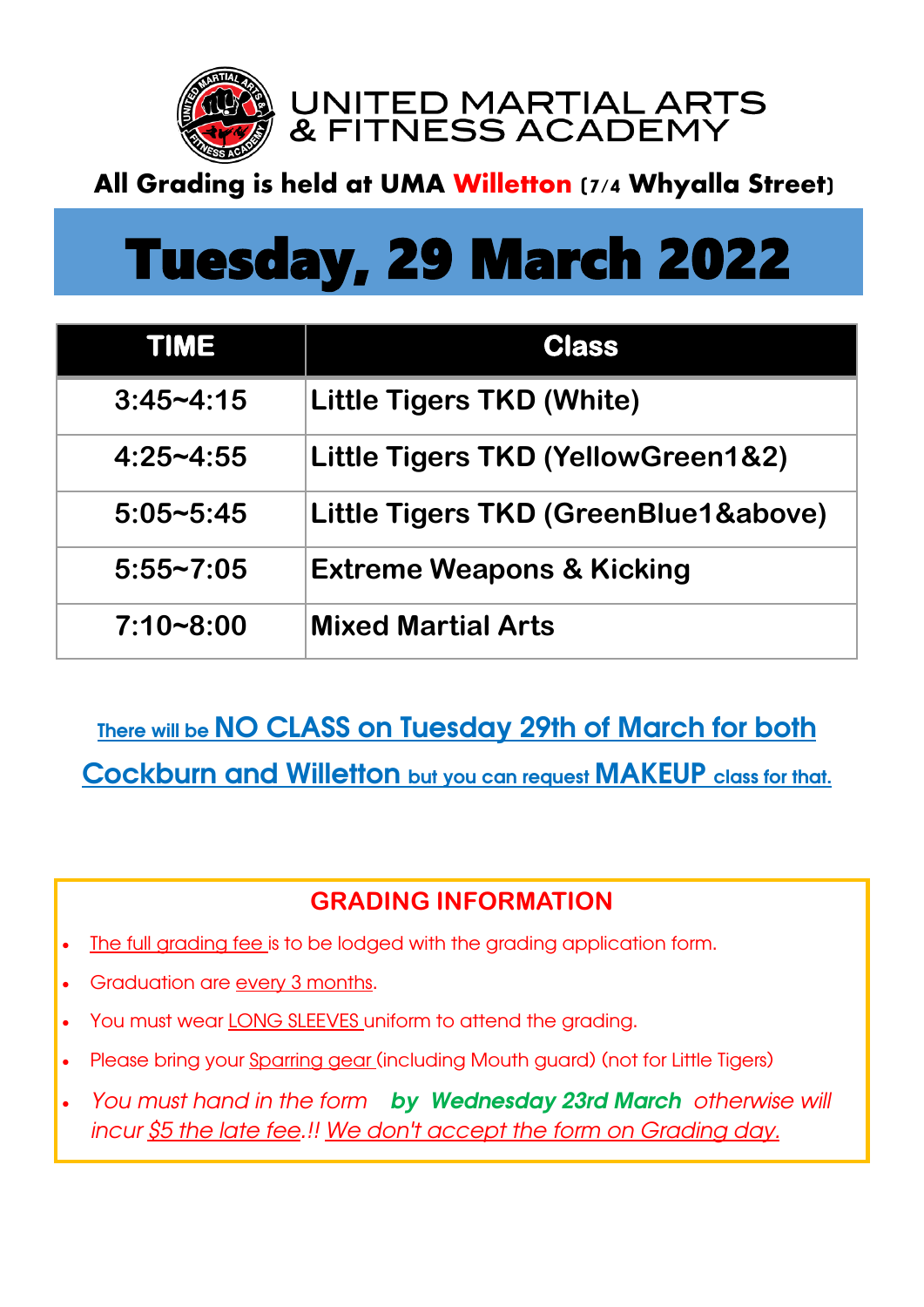# UNITED MARTIAL ARTS & FITNESS ACADEMY

**All Grading is held at UMA Willetton (7/4 Whyalla Street)**

# Tuesday, 29 March 2022

| TIME | Class |
|---|---|
| 3:45~4:15 | Little Tigers TKD (White) |
| 4:25~4:55 | Little Tigers TKD (YellowGreen1&2) |
| 5:05~5:45 | Little Tigers TKD (GreenBlue1&above) |
| 5:55~7:05 | Extreme Weapons & Kicking |
| 7:10~8:00 | Mixed Martial Arts |

There will be **NO CLASS on Tuesday 29th of March for both Cockburn and Willetton** but you can request **MAKEUP** class for that.

## GRADING INFORMATION

- The full grading fee is to be lodged with the grading application form.
- Graduation are every 3 months.
- You must wear LONG SLEEVES uniform to attend the grading.
- Please bring your Sparring gear (including Mouth guard) (not for Little Tigers)
- *You must hand in the form* ***by Wednesday 23rd March*** *otherwise will incur $5 the late fee.!! We don't accept the form on Grading day.*